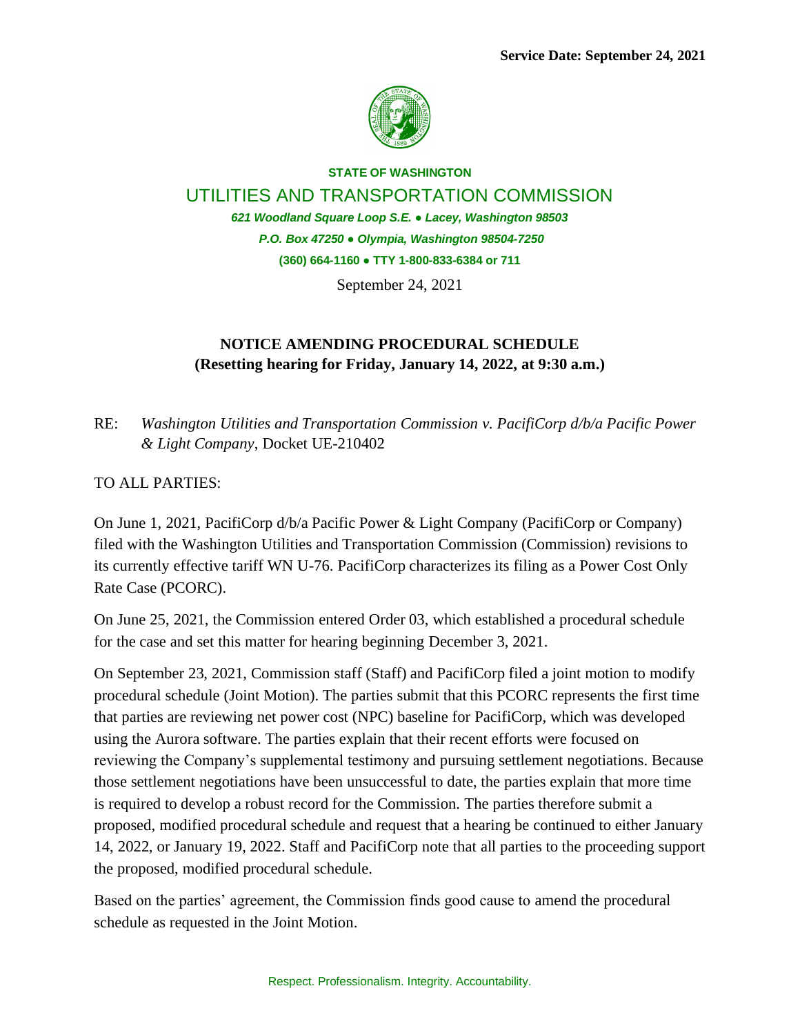**Service Date: September 24, 2021**

**STATE OF WASHINGTON**

UTILITIES AND TRANSPORTATION COMMISSION

*621 Woodland Square Loop S.E. ● Lacey, Washington 98503*

*P.O. Box 47250 ● Olympia, Washington 98504-7250*

**(360) 664-1160 ● TTY 1-800-833-6384 or 711**

September 24, 2021

**NOTICE AMENDING PROCEDURAL SCHEDULE**
**(Resetting hearing for Friday, January 14, 2022, at 9:30 a.m.)**

RE: *Washington Utilities and Transportation Commission v. PacifiCorp d/b/a Pacific Power & Light Company*, Docket UE-210402

TO ALL PARTIES:

On June 1, 2021, PacifiCorp d/b/a Pacific Power & Light Company (PacifiCorp or Company) filed with the Washington Utilities and Transportation Commission (Commission) revisions to its currently effective tariff WN U-76. PacifiCorp characterizes its filing as a Power Cost Only Rate Case (PCORC).

On June 25, 2021, the Commission entered Order 03, which established a procedural schedule for the case and set this matter for hearing beginning December 3, 2021.

On September 23, 2021, Commission staff (Staff) and PacifiCorp filed a joint motion to modify procedural schedule (Joint Motion). The parties submit that this PCORC represents the first time that parties are reviewing net power cost (NPC) baseline for PacifiCorp, which was developed using the Aurora software. The parties explain that their recent efforts were focused on reviewing the Company's supplemental testimony and pursuing settlement negotiations. Because those settlement negotiations have been unsuccessful to date, the parties explain that more time is required to develop a robust record for the Commission. The parties therefore submit a proposed, modified procedural schedule and request that a hearing be continued to either January 14, 2022, or January 19, 2022. Staff and PacifiCorp note that all parties to the proceeding support the proposed, modified procedural schedule.

Based on the parties' agreement, the Commission finds good cause to amend the procedural schedule as requested in the Joint Motion.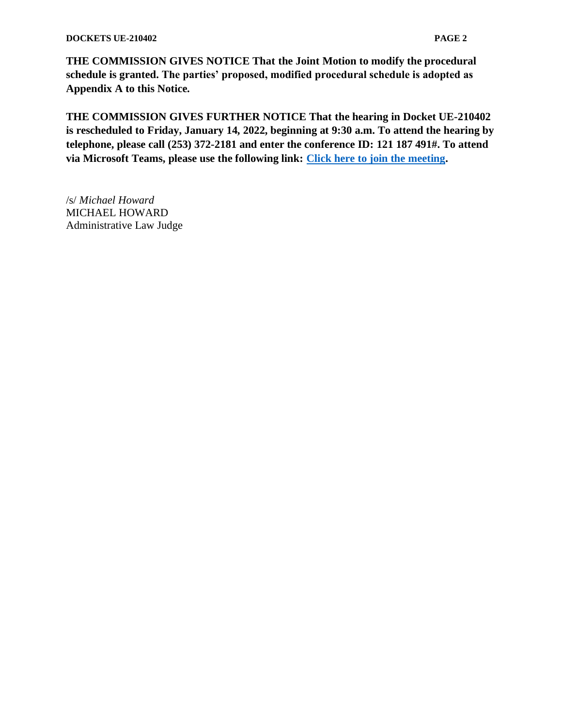**THE COMMISSION GIVES NOTICE That the Joint Motion to modify the procedural schedule is granted. The parties' proposed, modified procedural schedule is adopted as Appendix A to this Notice.**

**THE COMMISSION GIVES FURTHER NOTICE That the hearing in Docket UE-210402 is rescheduled to Friday, January 14, 2022, beginning at 9:30 a.m. To attend the hearing by telephone, please call (253) 372-2181 and enter the conference ID: 121 187 491#. To attend via Microsoft Teams, please use the following link: Click here to join the meeting.**

/s/ *Michael Howard*
MICHAEL HOWARD
Administrative Law Judge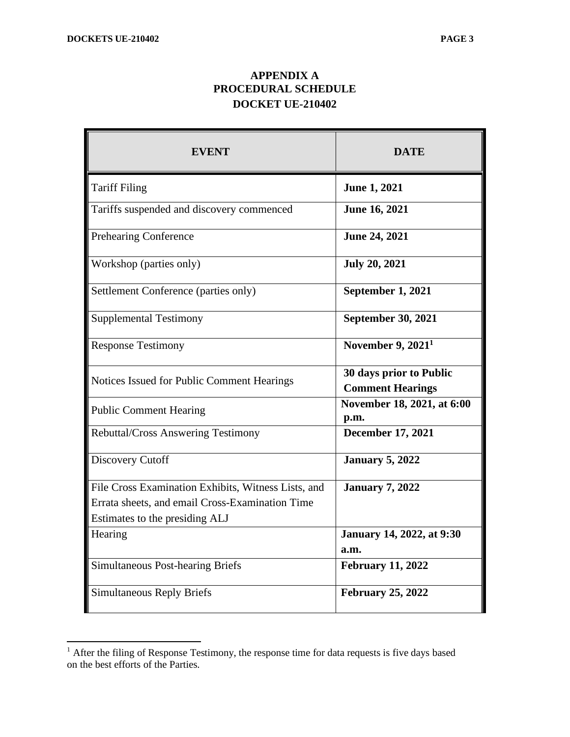# APPENDIX A
# PROCEDURAL SCHEDULE
# DOCKET UE-210402

| EVENT | DATE |
|---|---|
| Tariff Filing | **June 1, 2021** |
| Tariffs suspended and discovery commenced | **June 16, 2021** |
| Prehearing Conference | **June 24, 2021** |
| Workshop (parties only) | **July 20, 2021** |
| Settlement Conference (parties only) | **September 1, 2021** |
| Supplemental Testimony | **September 30, 2021** |
| Response Testimony | **November 9, 2021**[1] |
| Notices Issued for Public Comment Hearings | **30 days prior to Public Comment Hearings** |
| Public Comment Hearing | **November 18, 2021, at 6:00 p.m.** |
| Rebuttal/Cross Answering Testimony | **December 17, 2021** |
| Discovery Cutoff | **January 5, 2022** |
| File Cross Examination Exhibits, Witness Lists, and Errata sheets, and email Cross-Examination Time Estimates to the presiding ALJ | **January 7, 2022** |
| Hearing | **January 14, 2022, at 9:30 a.m.** |
| Simultaneous Post-hearing Briefs | **February 11, 2022** |
| Simultaneous Reply Briefs | **February 25, 2022** |

[1] After the filing of Response Testimony, the response time for data requests is five days based on the best efforts of the Parties.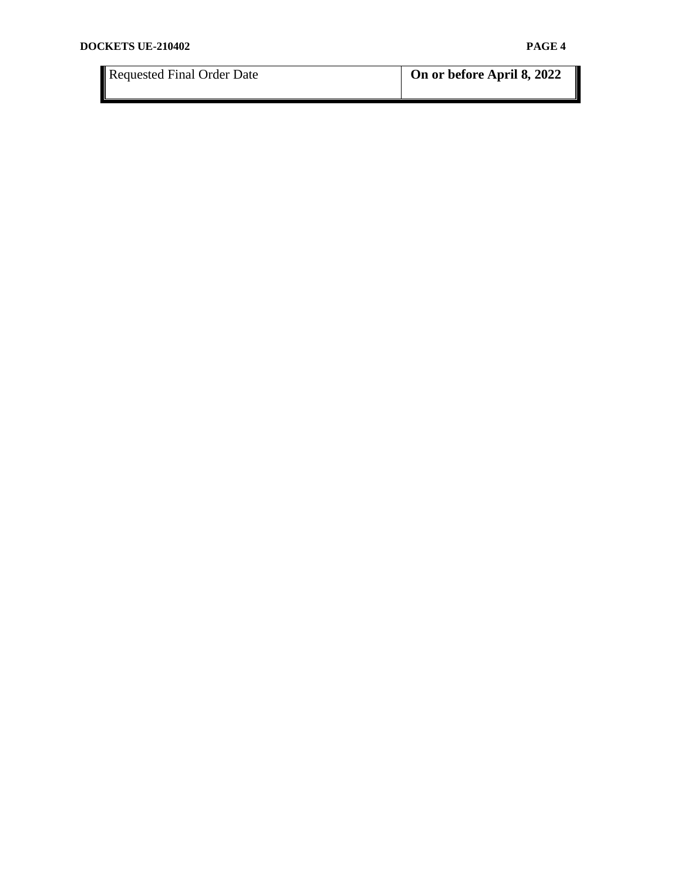| | |
|---|---|
| Requested Final Order Date | **On or before April 8, 2022** |